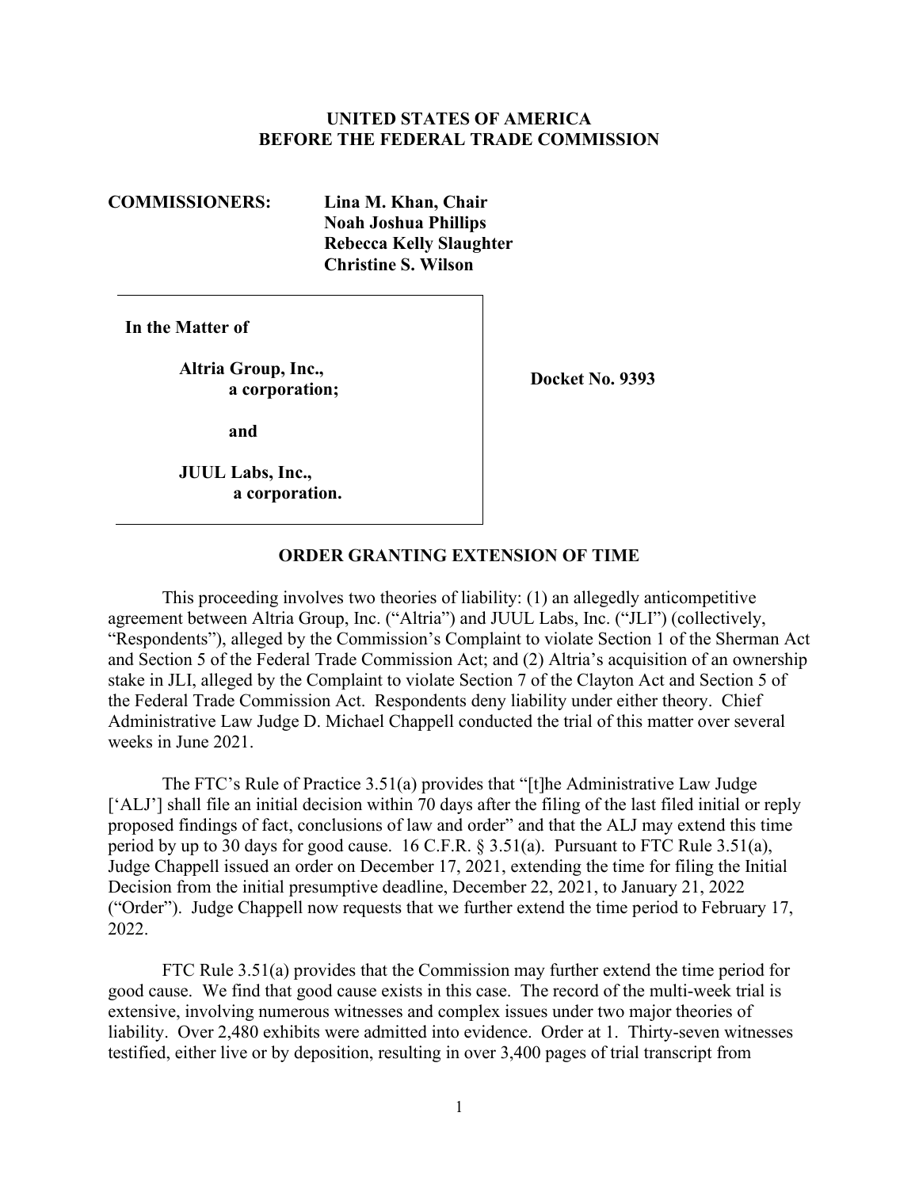**UNITED STATES OF AMERICA**
**BEFORE THE FEDERAL TRADE COMMISSION**

**COMMISSIONERS:** **Lina M. Khan, Chair**
**Noah Joshua Phillips**
**Rebecca Kelly Slaughter**
**Christine S. Wilson**

| | |
|---|---|
| **In the Matter of**<br><br>**Altria Group, Inc.,**<br>**a corporation;**<br><br>**and**<br><br>**JUUL Labs, Inc.,**<br>**a corporation.** | **Docket No. 9393** |

## ORDER GRANTING EXTENSION OF TIME

This proceeding involves two theories of liability: (1) an allegedly anticompetitive agreement between Altria Group, Inc. ("Altria") and JUUL Labs, Inc. ("JLI") (collectively, "Respondents"), alleged by the Commission's Complaint to violate Section 1 of the Sherman Act and Section 5 of the Federal Trade Commission Act; and (2) Altria's acquisition of an ownership stake in JLI, alleged by the Complaint to violate Section 7 of the Clayton Act and Section 5 of the Federal Trade Commission Act. Respondents deny liability under either theory. Chief Administrative Law Judge D. Michael Chappell conducted the trial of this matter over several weeks in June 2021.

The FTC's Rule of Practice 3.51(a) provides that "[t]he Administrative Law Judge ['ALJ'] shall file an initial decision within 70 days after the filing of the last filed initial or reply proposed findings of fact, conclusions of law and order" and that the ALJ may extend this time period by up to 30 days for good cause. 16 C.F.R. § 3.51(a). Pursuant to FTC Rule 3.51(a), Judge Chappell issued an order on December 17, 2021, extending the time for filing the Initial Decision from the initial presumptive deadline, December 22, 2021, to January 21, 2022 ("Order"). Judge Chappell now requests that we further extend the time period to February 17, 2022.

FTC Rule 3.51(a) provides that the Commission may further extend the time period for good cause. We find that good cause exists in this case. The record of the multi-week trial is extensive, involving numerous witnesses and complex issues under two major theories of liability. Over 2,480 exhibits were admitted into evidence. Order at 1. Thirty-seven witnesses testified, either live or by deposition, resulting in over 3,400 pages of trial transcript from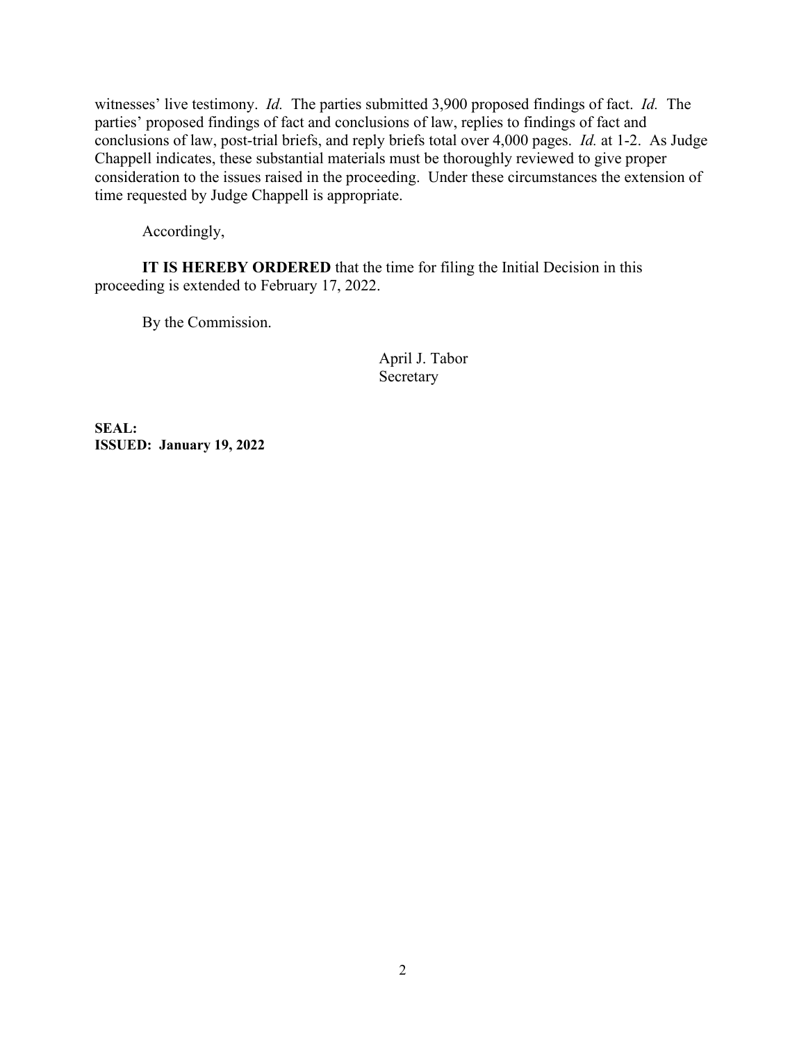witnesses' live testimony. *Id.* The parties submitted 3,900 proposed findings of fact. *Id.* The parties' proposed findings of fact and conclusions of law, replies to findings of fact and conclusions of law, post-trial briefs, and reply briefs total over 4,000 pages. *Id.* at 1-2. As Judge Chappell indicates, these substantial materials must be thoroughly reviewed to give proper consideration to the issues raised in the proceeding. Under these circumstances the extension of time requested by Judge Chappell is appropriate.

Accordingly,

**IT IS HEREBY ORDERED** that the time for filing the Initial Decision in this proceeding is extended to February 17, 2022.

By the Commission.

April J. Tabor
Secretary

**SEAL:**
**ISSUED: January 19, 2022**